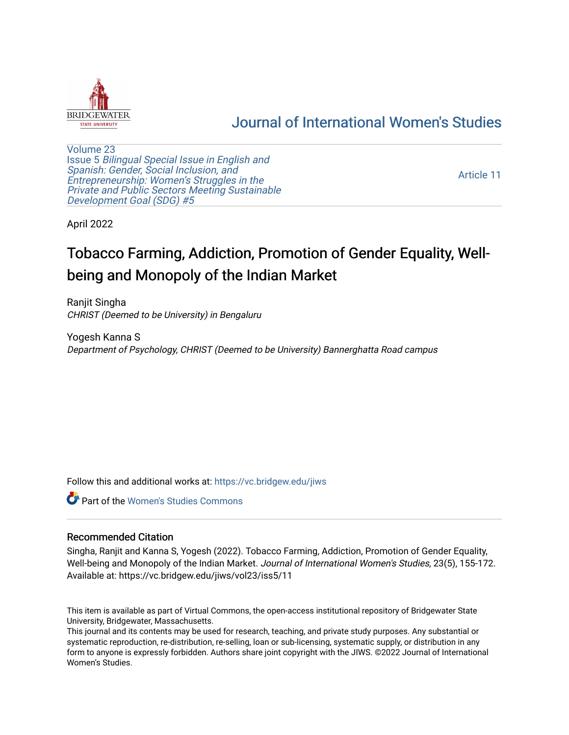Journal of International Women's Studies

Volume 23
Issue 5 *Bilingual Special Issue in English and Spanish: Gender, Social Inclusion, and Entrepreneurship: Women's Struggles in the Private and Public Sectors Meeting Sustainable Development Goal (SDG) #5*

Article 11

April 2022

# Tobacco Farming, Addiction, Promotion of Gender Equality, Well-being and Monopoly of the Indian Market

Ranjit Singha
*CHRIST (Deemed to be University) in Bengaluru*

Yogesh Kanna S
*Department of Psychology, CHRIST (Deemed to be University) Bannerghatta Road campus*

Follow this and additional works at: https://vc.bridgew.edu/jiws

Part of the Women's Studies Commons

## Recommended Citation

Singha, Ranjit and Kanna S, Yogesh (2022). Tobacco Farming, Addiction, Promotion of Gender Equality, Well-being and Monopoly of the Indian Market. *Journal of International Women's Studies*, 23(5), 155-172. Available at: https://vc.bridgew.edu/jiws/vol23/iss5/11

This item is available as part of Virtual Commons, the open-access institutional repository of Bridgewater State University, Bridgewater, Massachusetts.
This journal and its contents may be used for research, teaching, and private study purposes. Any substantial or systematic reproduction, re-distribution, re-selling, loan or sub-licensing, systematic supply, or distribution in any form to anyone is expressly forbidden. Authors share joint copyright with the JIWS. ©2022 Journal of International Women's Studies.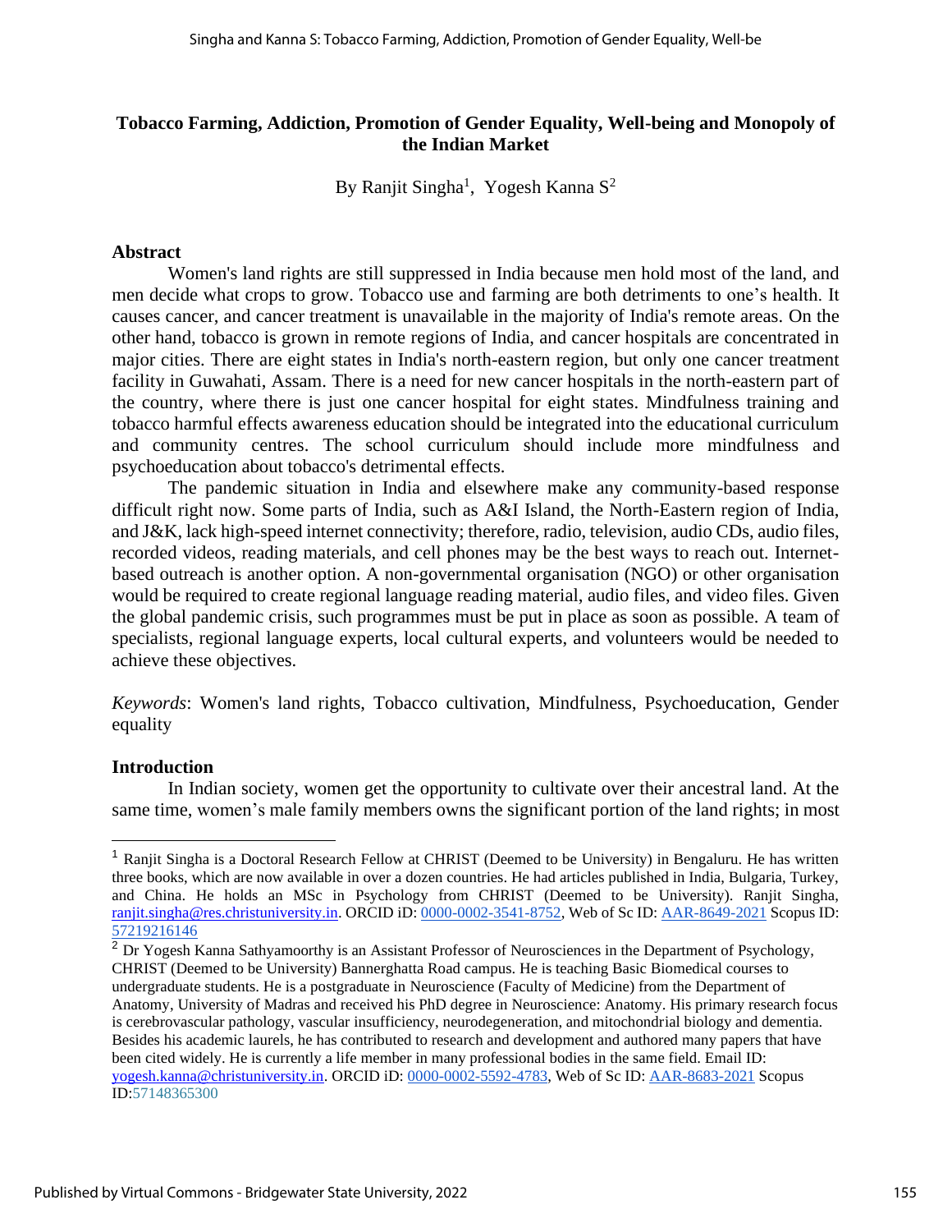## Tobacco Farming, Addiction, Promotion of Gender Equality, Well-being and Monopoly of the Indian Market

By Ranjit Singha[1], Yogesh Kanna S[2]

### Abstract

Women's land rights are still suppressed in India because men hold most of the land, and men decide what crops to grow. Tobacco use and farming are both detriments to one's health. It causes cancer, and cancer treatment is unavailable in the majority of India's remote areas. On the other hand, tobacco is grown in remote regions of India, and cancer hospitals are concentrated in major cities. There are eight states in India's north-eastern region, but only one cancer treatment facility in Guwahati, Assam. There is a need for new cancer hospitals in the north-eastern part of the country, where there is just one cancer hospital for eight states. Mindfulness training and tobacco harmful effects awareness education should be integrated into the educational curriculum and community centres. The school curriculum should include more mindfulness and psychoeducation about tobacco's detrimental effects.

The pandemic situation in India and elsewhere make any community-based response difficult right now. Some parts of India, such as A&I Island, the North-Eastern region of India, and J&K, lack high-speed internet connectivity; therefore, radio, television, audio CDs, audio files, recorded videos, reading materials, and cell phones may be the best ways to reach out. Internet-based outreach is another option. A non-governmental organisation (NGO) or other organisation would be required to create regional language reading material, audio files, and video files. Given the global pandemic crisis, such programmes must be put in place as soon as possible. A team of specialists, regional language experts, local cultural experts, and volunteers would be needed to achieve these objectives.

*Keywords*: Women's land rights, Tobacco cultivation, Mindfulness, Psychoeducation, Gender equality

### Introduction

In Indian society, women get the opportunity to cultivate over their ancestral land. At the same time, women's male family members owns the significant portion of the land rights; in most

---

[1] Ranjit Singha is a Doctoral Research Fellow at CHRIST (Deemed to be University) in Bengaluru. He has written three books, which are now available in over a dozen countries. He had articles published in India, Bulgaria, Turkey, and China. He holds an MSc in Psychology from CHRIST (Deemed to be University). Ranjit Singha, ranjit.singha@res.christuniversity.in. ORCID iD: 0000-0002-3541-8752, Web of Sc ID: AAR-8649-2021 Scopus ID: 57219216146

[2] Dr Yogesh Kanna Sathyamoorthy is an Assistant Professor of Neurosciences in the Department of Psychology, CHRIST (Deemed to be University) Bannerghatta Road campus. He is teaching Basic Biomedical courses to undergraduate students. He is a postgraduate in Neuroscience (Faculty of Medicine) from the Department of Anatomy, University of Madras and received his PhD degree in Neuroscience: Anatomy. His primary research focus is cerebrovascular pathology, vascular insufficiency, neurodegeneration, and mitochondrial biology and dementia. Besides his academic laurels, he has contributed to research and development and authored many papers that have been cited widely. He is currently a life member in many professional bodies in the same field. Email ID: yogesh.kanna@christuniversity.in. ORCID iD: 0000-0002-5592-4783, Web of Sc ID: AAR-8683-2021 Scopus ID:57148365300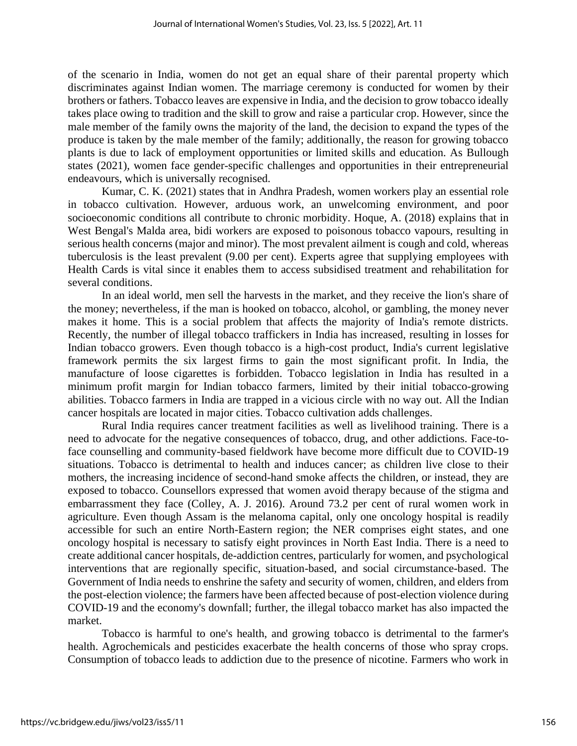of the scenario in India, women do not get an equal share of their parental property which discriminates against Indian women. The marriage ceremony is conducted for women by their brothers or fathers. Tobacco leaves are expensive in India, and the decision to grow tobacco ideally takes place owing to tradition and the skill to grow and raise a particular crop. However, since the male member of the family owns the majority of the land, the decision to expand the types of the produce is taken by the male member of the family; additionally, the reason for growing tobacco plants is due to lack of employment opportunities or limited skills and education. As Bullough states (2021), women face gender-specific challenges and opportunities in their entrepreneurial endeavours, which is universally recognised.

Kumar, C. K. (2021) states that in Andhra Pradesh, women workers play an essential role in tobacco cultivation. However, arduous work, an unwelcoming environment, and poor socioeconomic conditions all contribute to chronic morbidity. Hoque, A. (2018) explains that in West Bengal's Malda area, bidi workers are exposed to poisonous tobacco vapours, resulting in serious health concerns (major and minor). The most prevalent ailment is cough and cold, whereas tuberculosis is the least prevalent (9.00 per cent). Experts agree that supplying employees with Health Cards is vital since it enables them to access subsidised treatment and rehabilitation for several conditions.

In an ideal world, men sell the harvests in the market, and they receive the lion's share of the money; nevertheless, if the man is hooked on tobacco, alcohol, or gambling, the money never makes it home. This is a social problem that affects the majority of India's remote districts. Recently, the number of illegal tobacco traffickers in India has increased, resulting in losses for Indian tobacco growers. Even though tobacco is a high-cost product, India's current legislative framework permits the six largest firms to gain the most significant profit. In India, the manufacture of loose cigarettes is forbidden. Tobacco legislation in India has resulted in a minimum profit margin for Indian tobacco farmers, limited by their initial tobacco-growing abilities. Tobacco farmers in India are trapped in a vicious circle with no way out. All the Indian cancer hospitals are located in major cities. Tobacco cultivation adds challenges.

Rural India requires cancer treatment facilities as well as livelihood training. There is a need to advocate for the negative consequences of tobacco, drug, and other addictions. Face-to-face counselling and community-based fieldwork have become more difficult due to COVID-19 situations. Tobacco is detrimental to health and induces cancer; as children live close to their mothers, the increasing incidence of second-hand smoke affects the children, or instead, they are exposed to tobacco. Counsellors expressed that women avoid therapy because of the stigma and embarrassment they face (Colley, A. J. 2016). Around 73.2 per cent of rural women work in agriculture. Even though Assam is the melanoma capital, only one oncology hospital is readily accessible for such an entire North-Eastern region; the NER comprises eight states, and one oncology hospital is necessary to satisfy eight provinces in North East India. There is a need to create additional cancer hospitals, de-addiction centres, particularly for women, and psychological interventions that are regionally specific, situation-based, and social circumstance-based. The Government of India needs to enshrine the safety and security of women, children, and elders from the post-election violence; the farmers have been affected because of post-election violence during COVID-19 and the economy's downfall; further, the illegal tobacco market has also impacted the market.

Tobacco is harmful to one's health, and growing tobacco is detrimental to the farmer's health. Agrochemicals and pesticides exacerbate the health concerns of those who spray crops. Consumption of tobacco leads to addiction due to the presence of nicotine. Farmers who work in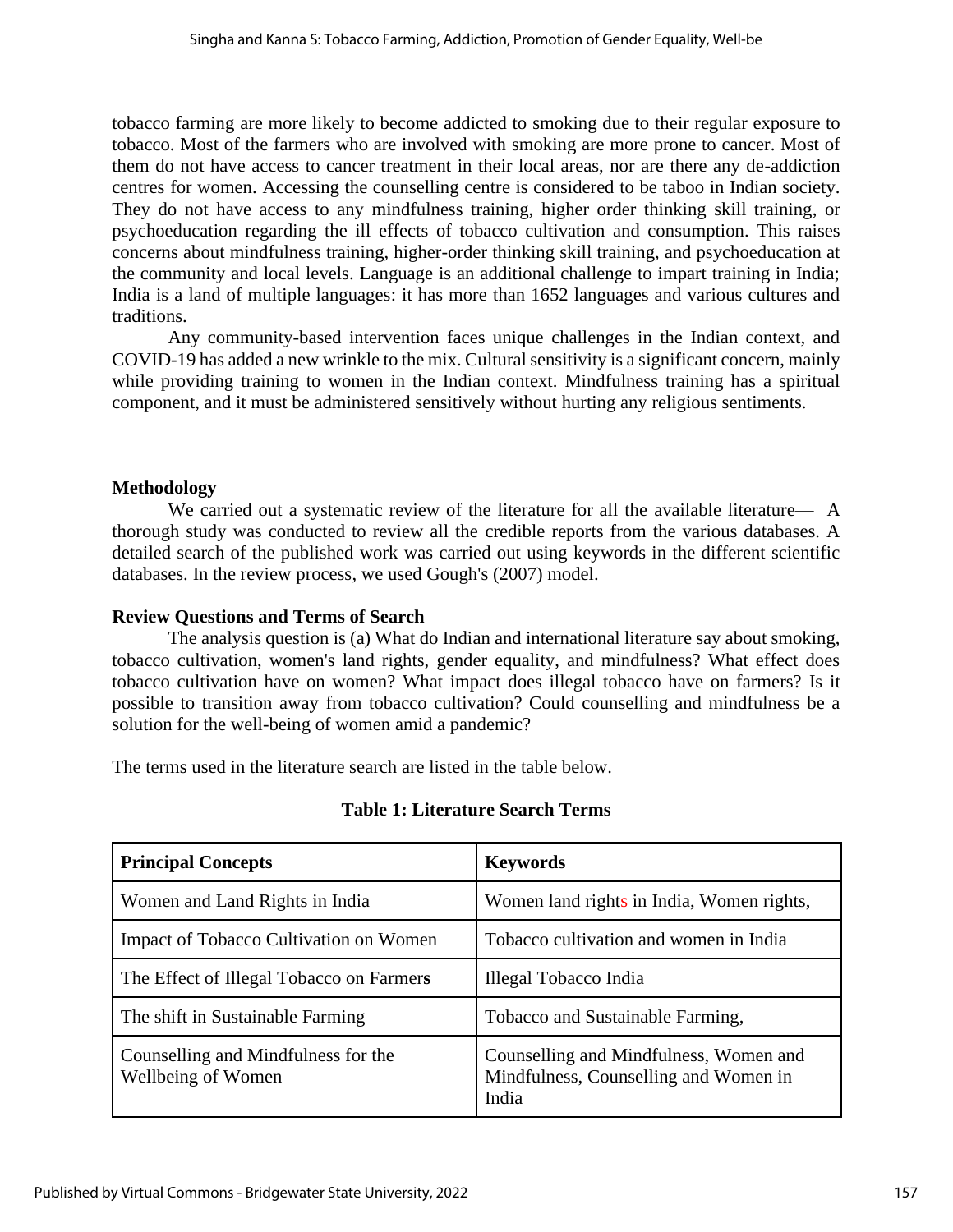tobacco farming are more likely to become addicted to smoking due to their regular exposure to tobacco. Most of the farmers who are involved with smoking are more prone to cancer. Most of them do not have access to cancer treatment in their local areas, nor are there any de-addiction centres for women. Accessing the counselling centre is considered to be taboo in Indian society. They do not have access to any mindfulness training, higher order thinking skill training, or psychoeducation regarding the ill effects of tobacco cultivation and consumption. This raises concerns about mindfulness training, higher-order thinking skill training, and psychoeducation at the community and local levels. Language is an additional challenge to impart training in India; India is a land of multiple languages: it has more than 1652 languages and various cultures and traditions.

Any community-based intervention faces unique challenges in the Indian context, and COVID-19 has added a new wrinkle to the mix. Cultural sensitivity is a significant concern, mainly while providing training to women in the Indian context. Mindfulness training has a spiritual component, and it must be administered sensitively without hurting any religious sentiments.

**Methodology**

We carried out a systematic review of the literature for all the available literature— A thorough study was conducted to review all the credible reports from the various databases. A detailed search of the published work was carried out using keywords in the different scientific databases. In the review process, we used Gough's (2007) model.

**Review Questions and Terms of Search**

The analysis question is (a) What do Indian and international literature say about smoking, tobacco cultivation, women's land rights, gender equality, and mindfulness? What effect does tobacco cultivation have on women? What impact does illegal tobacco have on farmers? Is it possible to transition away from tobacco cultivation? Could counselling and mindfulness be a solution for the well-being of women amid a pandemic?

The terms used in the literature search are listed in the table below.

**Table 1: Literature Search Terms**

| **Principal Concepts** | **Keywords** |
|---|---|
| Women and Land Rights in India | Women land rights in India, Women rights, |
| Impact of Tobacco Cultivation on Women | Tobacco cultivation and women in India |
| The Effect of Illegal Tobacco on Farmers | Illegal Tobacco India |
| The shift in Sustainable Farming | Tobacco and Sustainable Farming, |
| Counselling and Mindfulness for the Wellbeing of Women | Counselling and Mindfulness, Women and Mindfulness, Counselling and Women in India |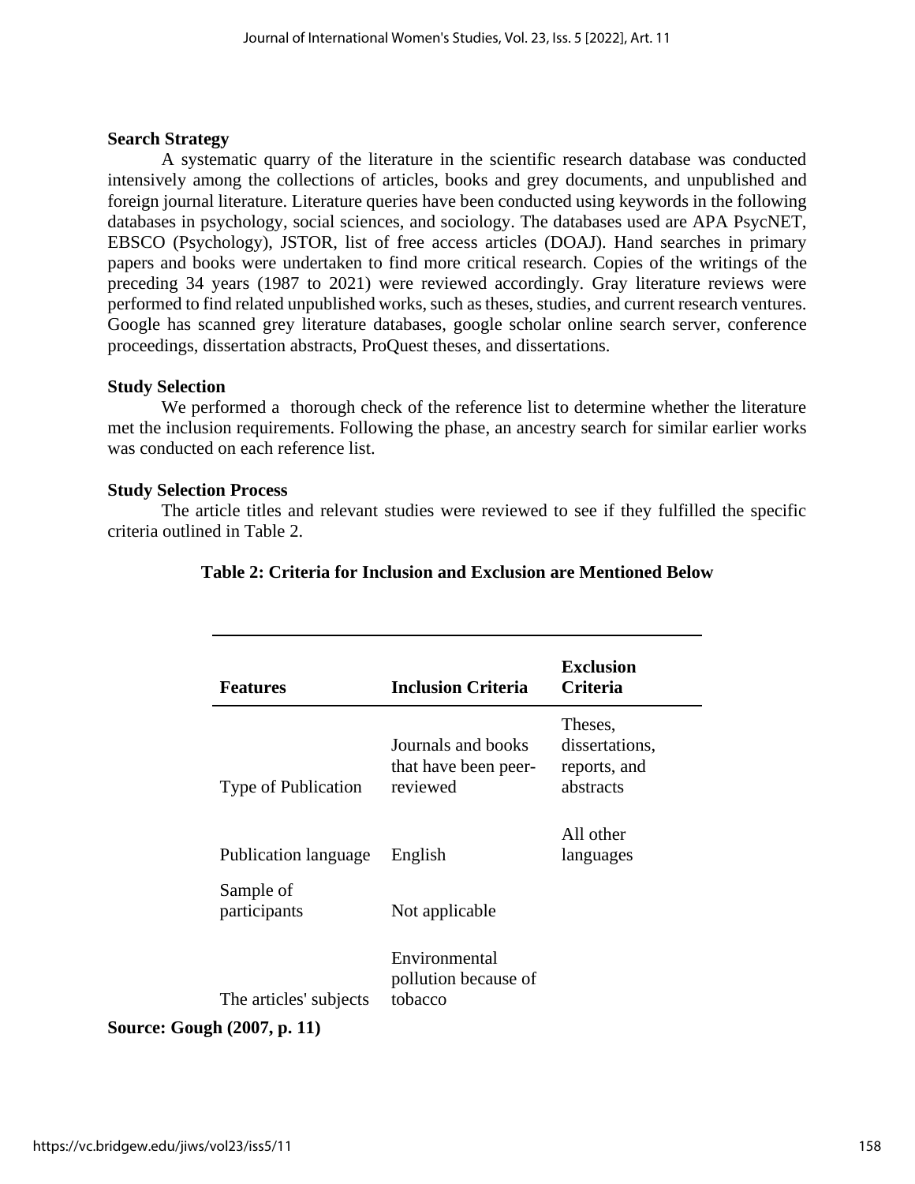### Search Strategy

A systematic quarry of the literature in the scientific research database was conducted intensively among the collections of articles, books and grey documents, and unpublished and foreign journal literature. Literature queries have been conducted using keywords in the following databases in psychology, social sciences, and sociology. The databases used are APA PsycNET, EBSCO (Psychology), JSTOR, list of free access articles (DOAJ). Hand searches in primary papers and books were undertaken to find more critical research. Copies of the writings of the preceding 34 years (1987 to 2021) were reviewed accordingly. Gray literature reviews were performed to find related unpublished works, such as theses, studies, and current research ventures. Google has scanned grey literature databases, google scholar online search server, conference proceedings, dissertation abstracts, ProQuest theses, and dissertations.

### Study Selection

We performed a thorough check of the reference list to determine whether the literature met the inclusion requirements. Following the phase, an ancestry search for similar earlier works was conducted on each reference list.

### Study Selection Process

The article titles and relevant studies were reviewed to see if they fulfilled the specific criteria outlined in Table 2.

**Table 2: Criteria for Inclusion and Exclusion are Mentioned Below**

| Features | Inclusion Criteria | Exclusion Criteria |
|---|---|---|
| Type of Publication | Journals and books that have been peer-reviewed | Theses, dissertations, reports, and abstracts |
| Publication language | English | All other languages |
| Sample of participants | Not applicable | |
| The articles' subjects | Environmental pollution because of tobacco | |

**Source: Gough (2007, p. 11)**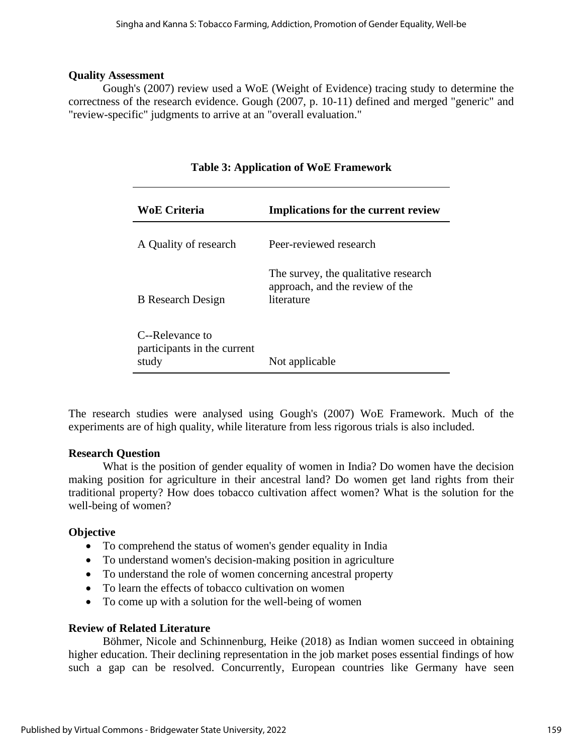### Quality Assessment

Gough's (2007) review used a WoE (Weight of Evidence) tracing study to determine the correctness of the research evidence. Gough (2007, p. 10-11) defined and merged "generic" and "review-specific" judgments to arrive at an "overall evaluation."

**Table 3: Application of WoE Framework**

| WoE Criteria | Implications for the current review |
|---|---|
| A Quality of research | Peer-reviewed research |
| B Research Design | The survey, the qualitative research approach, and the review of the literature |
| C--Relevance to participants in the current study | Not applicable |

The research studies were analysed using Gough's (2007) WoE Framework. Much of the experiments are of high quality, while literature from less rigorous trials is also included.

### Research Question

What is the position of gender equality of women in India? Do women have the decision making position for agriculture in their ancestral land? Do women get land rights from their traditional property? How does tobacco cultivation affect women? What is the solution for the well-being of women?

### Objective

- To comprehend the status of women's gender equality in India
- To understand women's decision-making position in agriculture
- To understand the role of women concerning ancestral property
- To learn the effects of tobacco cultivation on women
- To come up with a solution for the well-being of women

### Review of Related Literature

Böhmer, Nicole and Schinnenburg, Heike (2018) as Indian women succeed in obtaining higher education. Their declining representation in the job market poses essential findings of how such a gap can be resolved. Concurrently, European countries like Germany have seen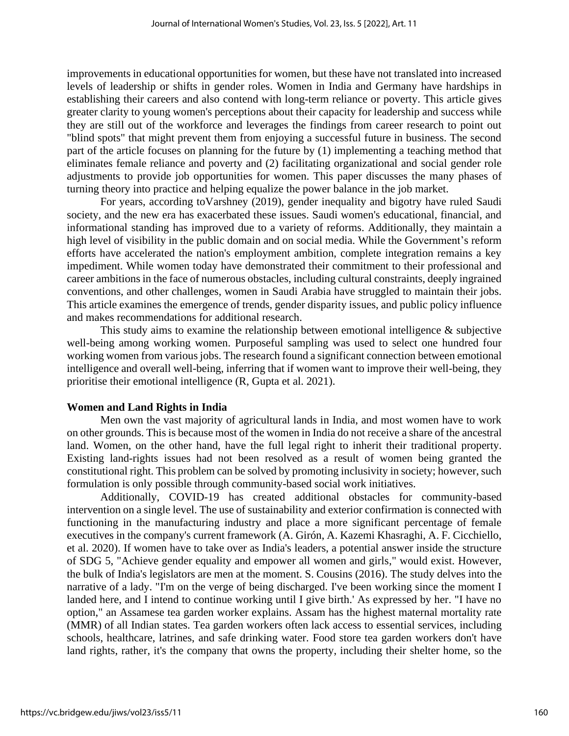improvements in educational opportunities for women, but these have not translated into increased levels of leadership or shifts in gender roles. Women in India and Germany have hardships in establishing their careers and also contend with long-term reliance or poverty. This article gives greater clarity to young women's perceptions about their capacity for leadership and success while they are still out of the workforce and leverages the findings from career research to point out "blind spots" that might prevent them from enjoying a successful future in business. The second part of the article focuses on planning for the future by (1) implementing a teaching method that eliminates female reliance and poverty and (2) facilitating organizational and social gender role adjustments to provide job opportunities for women. This paper discusses the many phases of turning theory into practice and helping equalize the power balance in the job market.

For years, according toVarshney (2019), gender inequality and bigotry have ruled Saudi society, and the new era has exacerbated these issues. Saudi women's educational, financial, and informational standing has improved due to a variety of reforms. Additionally, they maintain a high level of visibility in the public domain and on social media. While the Government's reform efforts have accelerated the nation's employment ambition, complete integration remains a key impediment. While women today have demonstrated their commitment to their professional and career ambitions in the face of numerous obstacles, including cultural constraints, deeply ingrained conventions, and other challenges, women in Saudi Arabia have struggled to maintain their jobs. This article examines the emergence of trends, gender disparity issues, and public policy influence and makes recommendations for additional research.

This study aims to examine the relationship between emotional intelligence & subjective well-being among working women. Purposeful sampling was used to select one hundred four working women from various jobs. The research found a significant connection between emotional intelligence and overall well-being, inferring that if women want to improve their well-being, they prioritise their emotional intelligence (R, Gupta et al. 2021).

**Women and Land Rights in India**

Men own the vast majority of agricultural lands in India, and most women have to work on other grounds. This is because most of the women in India do not receive a share of the ancestral land. Women, on the other hand, have the full legal right to inherit their traditional property. Existing land-rights issues had not been resolved as a result of women being granted the constitutional right. This problem can be solved by promoting inclusivity in society; however, such formulation is only possible through community-based social work initiatives.

Additionally, COVID-19 has created additional obstacles for community-based intervention on a single level. The use of sustainability and exterior confirmation is connected with functioning in the manufacturing industry and place a more significant percentage of female executives in the company's current framework (A. Girón, A. Kazemi Khasraghi, A. F. Cicchiello, et al. 2020). If women have to take over as India's leaders, a potential answer inside the structure of SDG 5, "Achieve gender equality and empower all women and girls," would exist. However, the bulk of India's legislators are men at the moment. S. Cousins (2016). The study delves into the narrative of a lady. "I'm on the verge of being discharged. I've been working since the moment I landed here, and I intend to continue working until I give birth.' As expressed by her. "I have no option," an Assamese tea garden worker explains. Assam has the highest maternal mortality rate (MMR) of all Indian states. Tea garden workers often lack access to essential services, including schools, healthcare, latrines, and safe drinking water. Food store tea garden workers don't have land rights, rather, it's the company that owns the property, including their shelter home, so the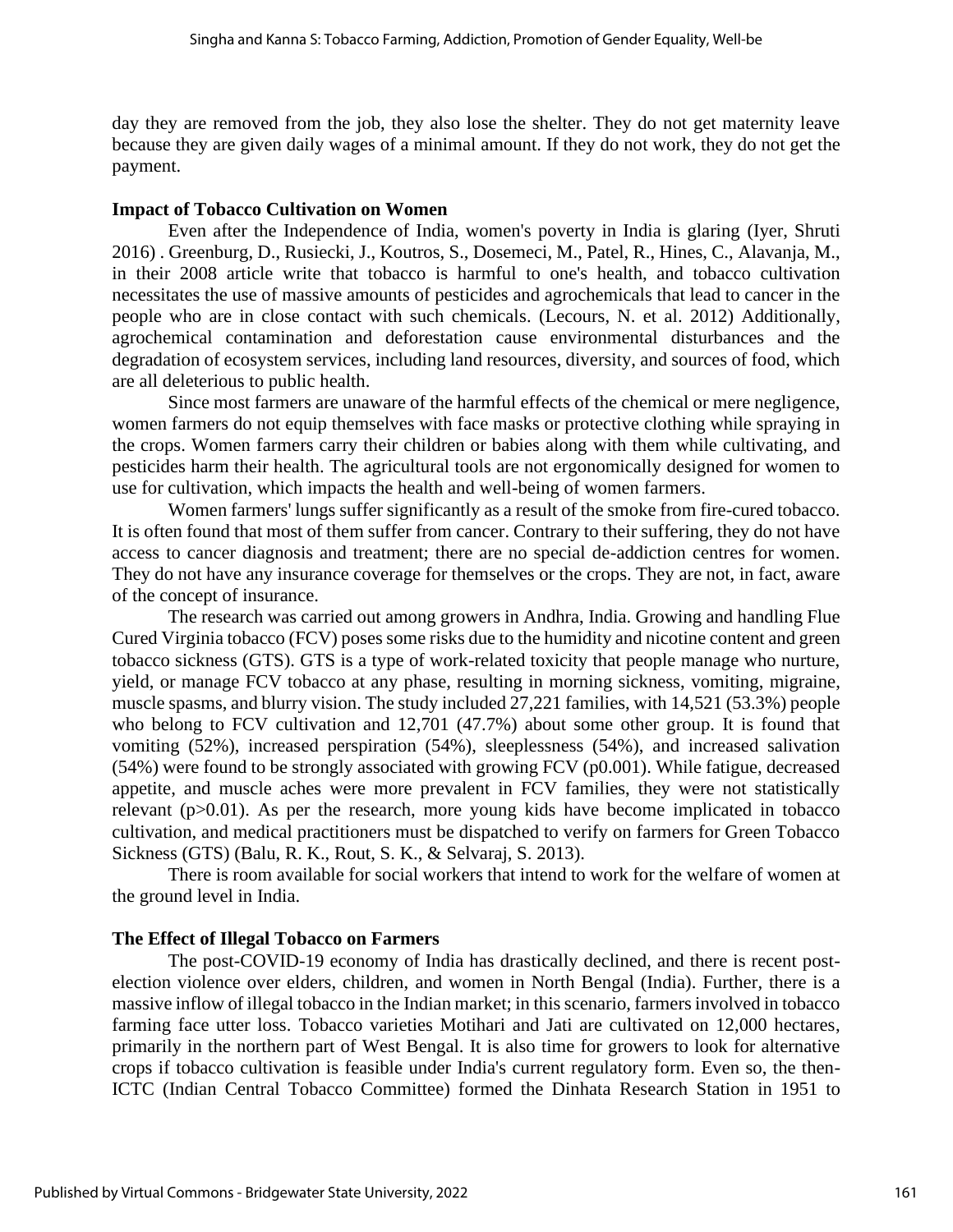day they are removed from the job, they also lose the shelter. They do not get maternity leave because they are given daily wages of a minimal amount. If they do not work, they do not get the payment.

### Impact of Tobacco Cultivation on Women

Even after the Independence of India, women's poverty in India is glaring (Iyer, Shruti 2016) . Greenburg, D., Rusiecki, J., Koutros, S., Dosemeci, M., Patel, R., Hines, C., Alavanja, M., in their 2008 article write that tobacco is harmful to one's health, and tobacco cultivation necessitates the use of massive amounts of pesticides and agrochemicals that lead to cancer in the people who are in close contact with such chemicals. (Lecours, N. et al. 2012) Additionally, agrochemical contamination and deforestation cause environmental disturbances and the degradation of ecosystem services, including land resources, diversity, and sources of food, which are all deleterious to public health.

Since most farmers are unaware of the harmful effects of the chemical or mere negligence, women farmers do not equip themselves with face masks or protective clothing while spraying in the crops. Women farmers carry their children or babies along with them while cultivating, and pesticides harm their health. The agricultural tools are not ergonomically designed for women to use for cultivation, which impacts the health and well-being of women farmers.

Women farmers' lungs suffer significantly as a result of the smoke from fire-cured tobacco. It is often found that most of them suffer from cancer. Contrary to their suffering, they do not have access to cancer diagnosis and treatment; there are no special de-addiction centres for women. They do not have any insurance coverage for themselves or the crops. They are not, in fact, aware of the concept of insurance.

The research was carried out among growers in Andhra, India. Growing and handling Flue Cured Virginia tobacco (FCV) poses some risks due to the humidity and nicotine content and green tobacco sickness (GTS). GTS is a type of work-related toxicity that people manage who nurture, yield, or manage FCV tobacco at any phase, resulting in morning sickness, vomiting, migraine, muscle spasms, and blurry vision. The study included 27,221 families, with 14,521 (53.3%) people who belong to FCV cultivation and 12,701 (47.7%) about some other group. It is found that vomiting (52%), increased perspiration (54%), sleeplessness (54%), and increased salivation (54%) were found to be strongly associated with growing FCV (p0.001). While fatigue, decreased appetite, and muscle aches were more prevalent in FCV families, they were not statistically relevant ($p>0.01$). As per the research, more young kids have become implicated in tobacco cultivation, and medical practitioners must be dispatched to verify on farmers for Green Tobacco Sickness (GTS) (Balu, R. K., Rout, S. K., & Selvaraj, S. 2013).

There is room available for social workers that intend to work for the welfare of women at the ground level in India.

### The Effect of Illegal Tobacco on Farmers

The post-COVID-19 economy of India has drastically declined, and there is recent post-election violence over elders, children, and women in North Bengal (India). Further, there is a massive inflow of illegal tobacco in the Indian market; in this scenario, farmers involved in tobacco farming face utter loss. Tobacco varieties Motihari and Jati are cultivated on 12,000 hectares, primarily in the northern part of West Bengal. It is also time for growers to look for alternative crops if tobacco cultivation is feasible under India's current regulatory form. Even so, the then-ICTC (Indian Central Tobacco Committee) formed the Dinhata Research Station in 1951 to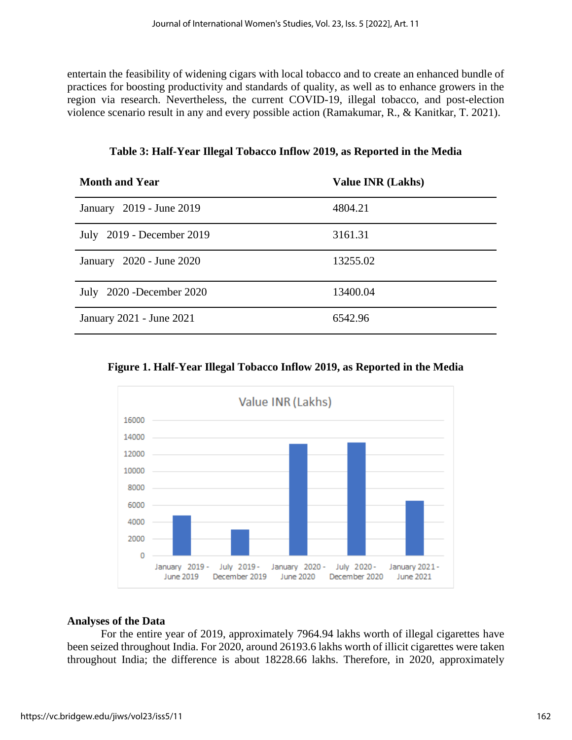entertain the feasibility of widening cigars with local tobacco and to create an enhanced bundle of practices for boosting productivity and standards of quality, as well as to enhance growers in the region via research. Nevertheless, the current COVID-19, illegal tobacco, and post-election violence scenario result in any and every possible action (Ramakumar, R., & Kanitkar, T. 2021).

**Table 3: Half-Year Illegal Tobacco Inflow 2019, as Reported in the Media**

| Month and Year | Value INR (Lakhs) |
|---|---|
| January 2019 - June 2019 | 4804.21 |
| July 2019 - December 2019 | 3161.31 |
| January 2020 - June 2020 | 13255.02 |
| July 2020 -December 2020 | 13400.04 |
| January 2021 - June 2021 | 6542.96 |

**Figure 1. Half-Year Illegal Tobacco Inflow 2019, as Reported in the Media**

### Analyses of the Data

For the entire year of 2019, approximately 7964.94 lakhs worth of illegal cigarettes have been seized throughout India. For 2020, around 26193.6 lakhs worth of illicit cigarettes were taken throughout India; the difference is about 18228.66 lakhs. Therefore, in 2020, approximately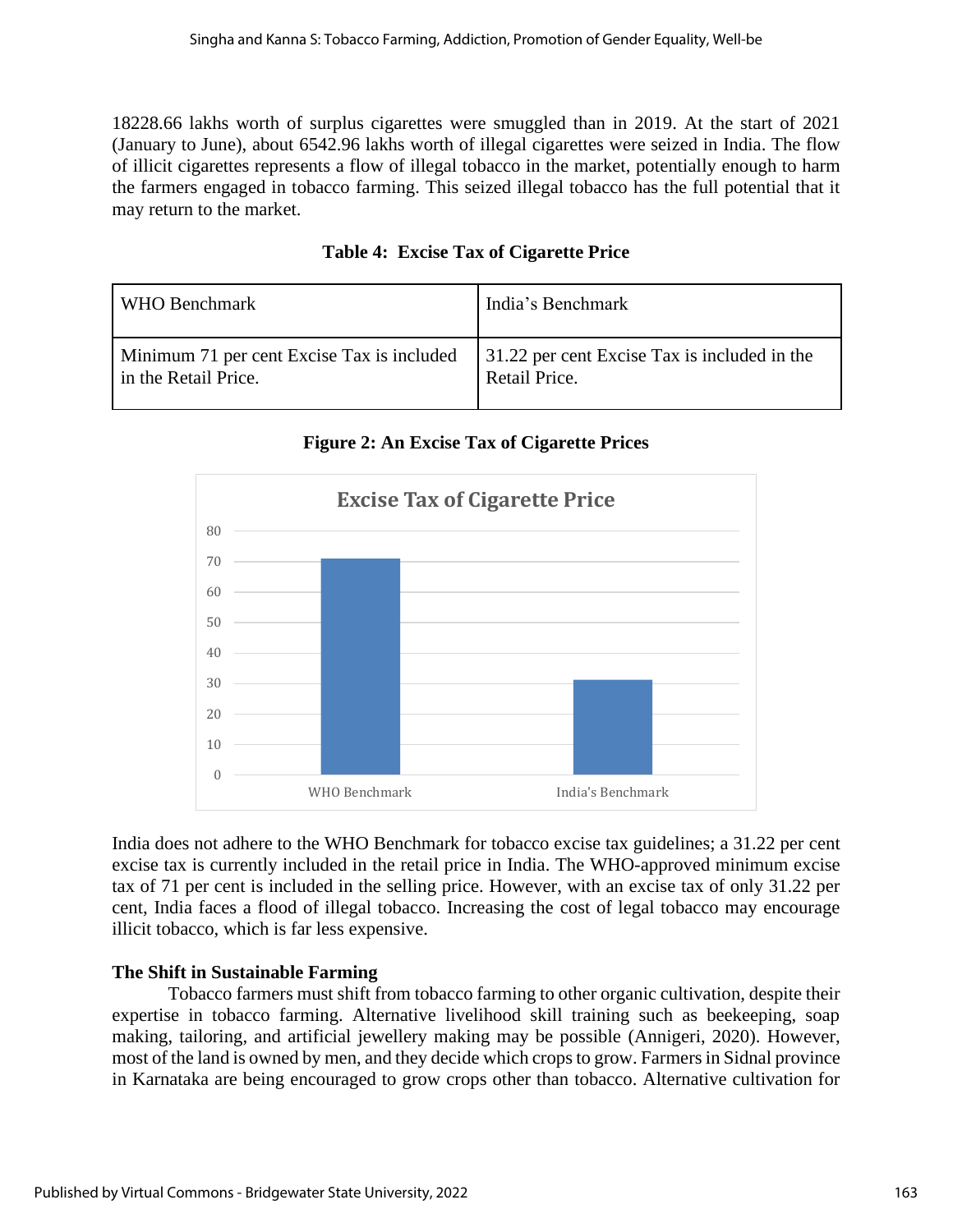18228.66 lakhs worth of surplus cigarettes were smuggled than in 2019. At the start of 2021 (January to June), about 6542.96 lakhs worth of illegal cigarettes were seized in India. The flow of illicit cigarettes represents a flow of illegal tobacco in the market, potentially enough to harm the farmers engaged in tobacco farming. This seized illegal tobacco has the full potential that it may return to the market.

**Table 4: Excise Tax of Cigarette Price**

| WHO Benchmark | India's Benchmark |
|---|---|
| Minimum 71 per cent Excise Tax is included in the Retail Price. | 31.22 per cent Excise Tax is included in the Retail Price. |

**Figure 2: An Excise Tax of Cigarette Prices**

India does not adhere to the WHO Benchmark for tobacco excise tax guidelines; a 31.22 per cent excise tax is currently included in the retail price in India. The WHO-approved minimum excise tax of 71 per cent is included in the selling price. However, with an excise tax of only 31.22 per cent, India faces a flood of illegal tobacco. Increasing the cost of legal tobacco may encourage illicit tobacco, which is far less expensive.

**The Shift in Sustainable Farming**

Tobacco farmers must shift from tobacco farming to other organic cultivation, despite their expertise in tobacco farming. Alternative livelihood skill training such as beekeeping, soap making, tailoring, and artificial jewellery making may be possible (Annigeri, 2020). However, most of the land is owned by men, and they decide which crops to grow. Farmers in Sidnal province in Karnataka are being encouraged to grow crops other than tobacco. Alternative cultivation for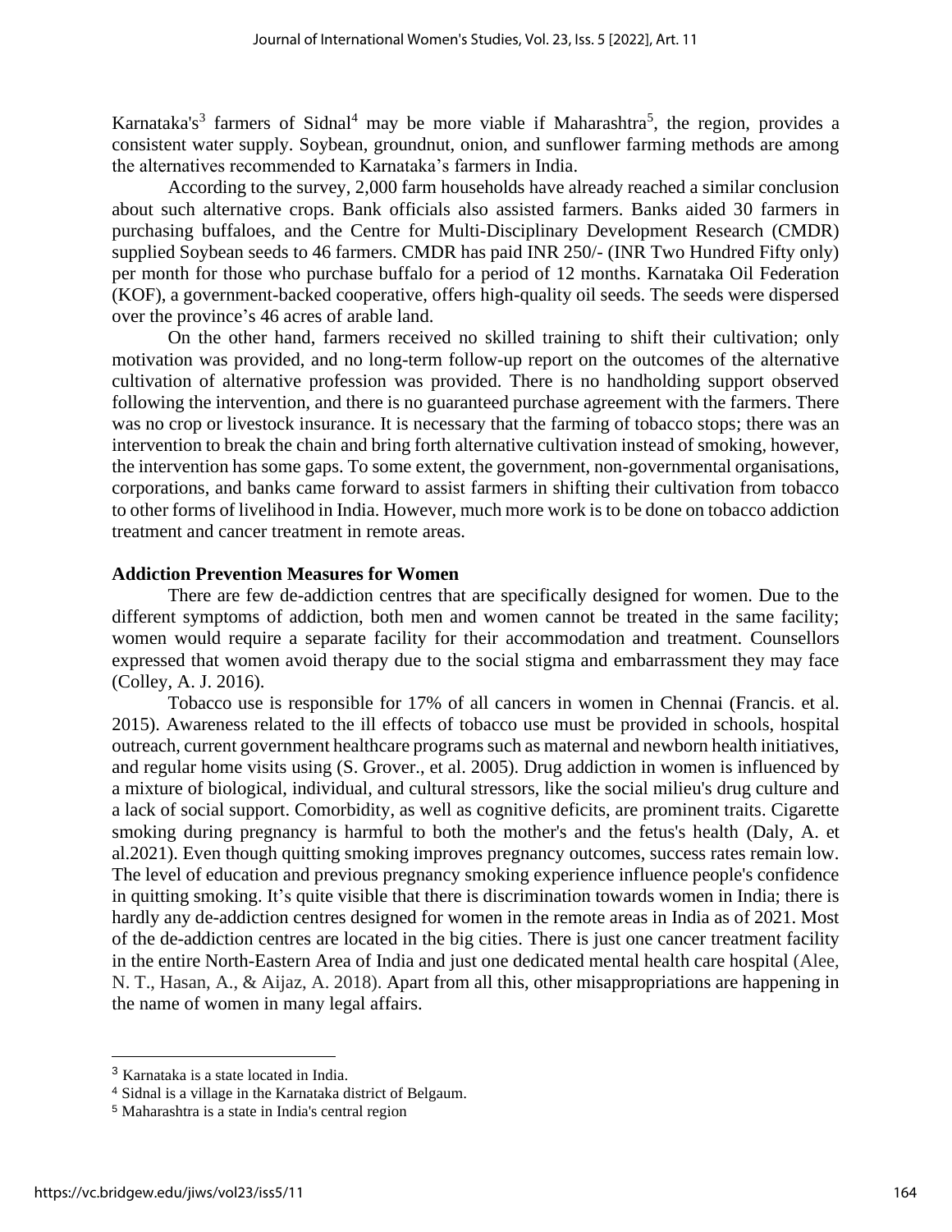Karnataka's[3] farmers of Sidnal[4] may be more viable if Maharashtra[5], the region, provides a consistent water supply. Soybean, groundnut, onion, and sunflower farming methods are among the alternatives recommended to Karnataka's farmers in India.

According to the survey, 2,000 farm households have already reached a similar conclusion about such alternative crops. Bank officials also assisted farmers. Banks aided 30 farmers in purchasing buffaloes, and the Centre for Multi-Disciplinary Development Research (CMDR) supplied Soybean seeds to 46 farmers. CMDR has paid INR 250/- (INR Two Hundred Fifty only) per month for those who purchase buffalo for a period of 12 months. Karnataka Oil Federation (KOF), a government-backed cooperative, offers high-quality oil seeds. The seeds were dispersed over the province's 46 acres of arable land.

On the other hand, farmers received no skilled training to shift their cultivation; only motivation was provided, and no long-term follow-up report on the outcomes of the alternative cultivation of alternative profession was provided. There is no handholding support observed following the intervention, and there is no guaranteed purchase agreement with the farmers. There was no crop or livestock insurance. It is necessary that the farming of tobacco stops; there was an intervention to break the chain and bring forth alternative cultivation instead of smoking, however, the intervention has some gaps. To some extent, the government, non-governmental organisations, corporations, and banks came forward to assist farmers in shifting their cultivation from tobacco to other forms of livelihood in India. However, much more work is to be done on tobacco addiction treatment and cancer treatment in remote areas.

## Addiction Prevention Measures for Women

There are few de-addiction centres that are specifically designed for women. Due to the different symptoms of addiction, both men and women cannot be treated in the same facility; women would require a separate facility for their accommodation and treatment. Counsellors expressed that women avoid therapy due to the social stigma and embarrassment they may face (Colley, A. J. 2016).

Tobacco use is responsible for 17% of all cancers in women in Chennai (Francis. et al. 2015). Awareness related to the ill effects of tobacco use must be provided in schools, hospital outreach, current government healthcare programs such as maternal and newborn health initiatives, and regular home visits using (S. Grover., et al. 2005). Drug addiction in women is influenced by a mixture of biological, individual, and cultural stressors, like the social milieu's drug culture and a lack of social support. Comorbidity, as well as cognitive deficits, are prominent traits. Cigarette smoking during pregnancy is harmful to both the mother's and the fetus's health (Daly, A. et al.2021). Even though quitting smoking improves pregnancy outcomes, success rates remain low. The level of education and previous pregnancy smoking experience influence people's confidence in quitting smoking. It's quite visible that there is discrimination towards women in India; there is hardly any de-addiction centres designed for women in the remote areas in India as of 2021. Most of the de-addiction centres are located in the big cities. There is just one cancer treatment facility in the entire North-Eastern Area of India and just one dedicated mental health care hospital (Alee, N. T., Hasan, A., & Aijaz, A. 2018). Apart from all this, other misappropriations are happening in the name of women in many legal affairs.

---

[3] Karnataka is a state located in India.

[4] Sidnal is a village in the Karnataka district of Belgaum.

[5] Maharashtra is a state in India's central region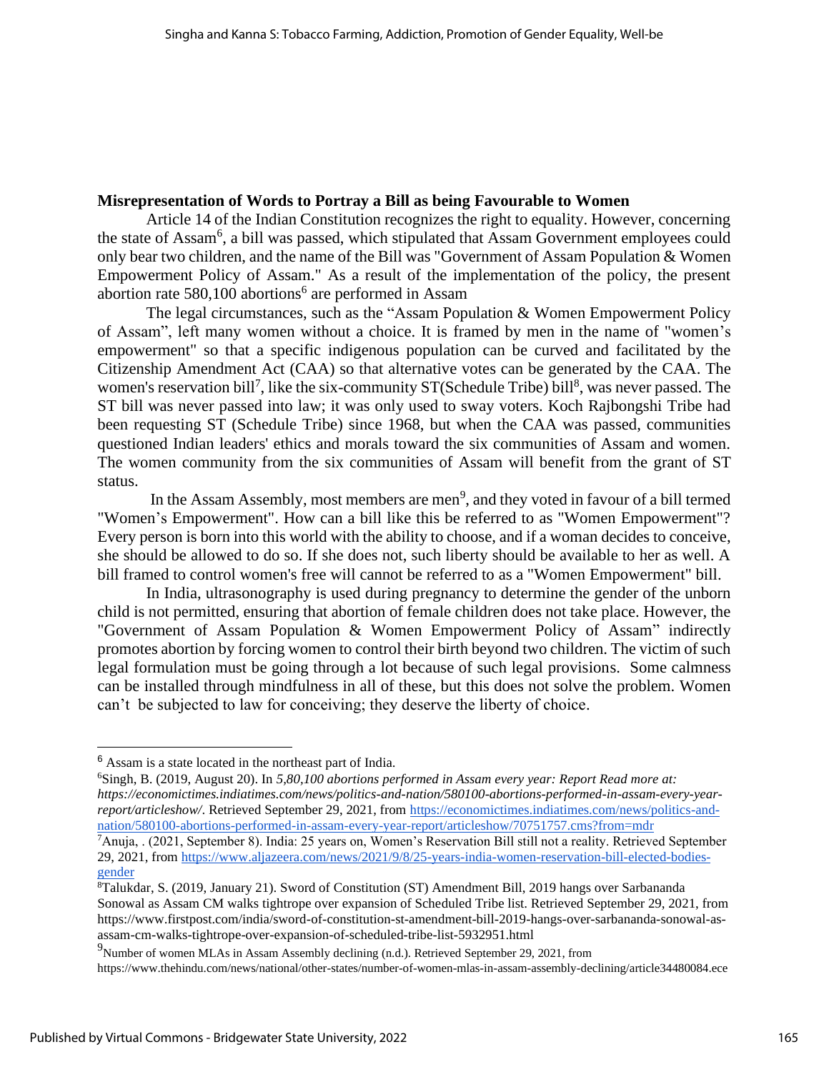**Misrepresentation of Words to Portray a Bill as being Favourable to Women**

Article 14 of the Indian Constitution recognizes the right to equality. However, concerning the state of Assam[6], a bill was passed, which stipulated that Assam Government employees could only bear two children, and the name of the Bill was "Government of Assam Population & Women Empowerment Policy of Assam." As a result of the implementation of the policy, the present abortion rate 580,100 abortions[6] are performed in Assam

The legal circumstances, such as the "Assam Population & Women Empowerment Policy of Assam", left many women without a choice. It is framed by men in the name of "women's empowerment" so that a specific indigenous population can be curved and facilitated by the Citizenship Amendment Act (CAA) so that alternative votes can be generated by the CAA. The women's reservation bill[7], like the six-community ST(Schedule Tribe) bill[8], was never passed. The ST bill was never passed into law; it was only used to sway voters. Koch Rajbongshi Tribe had been requesting ST (Schedule Tribe) since 1968, but when the CAA was passed, communities questioned Indian leaders' ethics and morals toward the six communities of Assam and women. The women community from the six communities of Assam will benefit from the grant of ST status.

In the Assam Assembly, most members are men[9], and they voted in favour of a bill termed "Women's Empowerment". How can a bill like this be referred to as "Women Empowerment"? Every person is born into this world with the ability to choose, and if a woman decides to conceive, she should be allowed to do so. If she does not, such liberty should be available to her as well. A bill framed to control women's free will cannot be referred to as a "Women Empowerment" bill.

In India, ultrasonography is used during pregnancy to determine the gender of the unborn child is not permitted, ensuring that abortion of female children does not take place. However, the "Government of Assam Population & Women Empowerment Policy of Assam" indirectly promotes abortion by forcing women to control their birth beyond two children. The victim of such legal formulation must be going through a lot because of such legal provisions. Some calmness can be installed through mindfulness in all of these, but this does not solve the problem. Women can't be subjected to law for conceiving; they deserve the liberty of choice.

---

[6] Assam is a state located in the northeast part of India.

[6]Singh, B. (2019, August 20). In *5,80,100 abortions performed in Assam every year: Report Read more at: https://economictimes.indiatimes.com/news/politics-and-nation/580100-abortions-performed-in-assam-every-year-report/articleshow/*. Retrieved September 29, 2021, from https://economictimes.indiatimes.com/news/politics-and-nation/580100-abortions-performed-in-assam-every-year-report/articleshow/70751757.cms?from=mdr

[7]Anuja, . (2021, September 8). India: 25 years on, Women's Reservation Bill still not a reality. Retrieved September 29, 2021, from https://www.aljazeera.com/news/2021/9/8/25-years-india-women-reservation-bill-elected-bodies-gender

[8]Talukdar, S. (2019, January 21). Sword of Constitution (ST) Amendment Bill, 2019 hangs over Sarbananda Sonowal as Assam CM walks tightrope over expansion of Scheduled Tribe list. Retrieved September 29, 2021, from https://www.firstpost.com/india/sword-of-constitution-st-amendment-bill-2019-hangs-over-sarbananda-sonowal-as-assam-cm-walks-tightrope-over-expansion-of-scheduled-tribe-list-5932951.html

[9]Number of women MLAs in Assam Assembly declining (n.d.). Retrieved September 29, 2021, from https://www.thehindu.com/news/national/other-states/number-of-women-mlas-in-assam-assembly-declining/article34480084.ece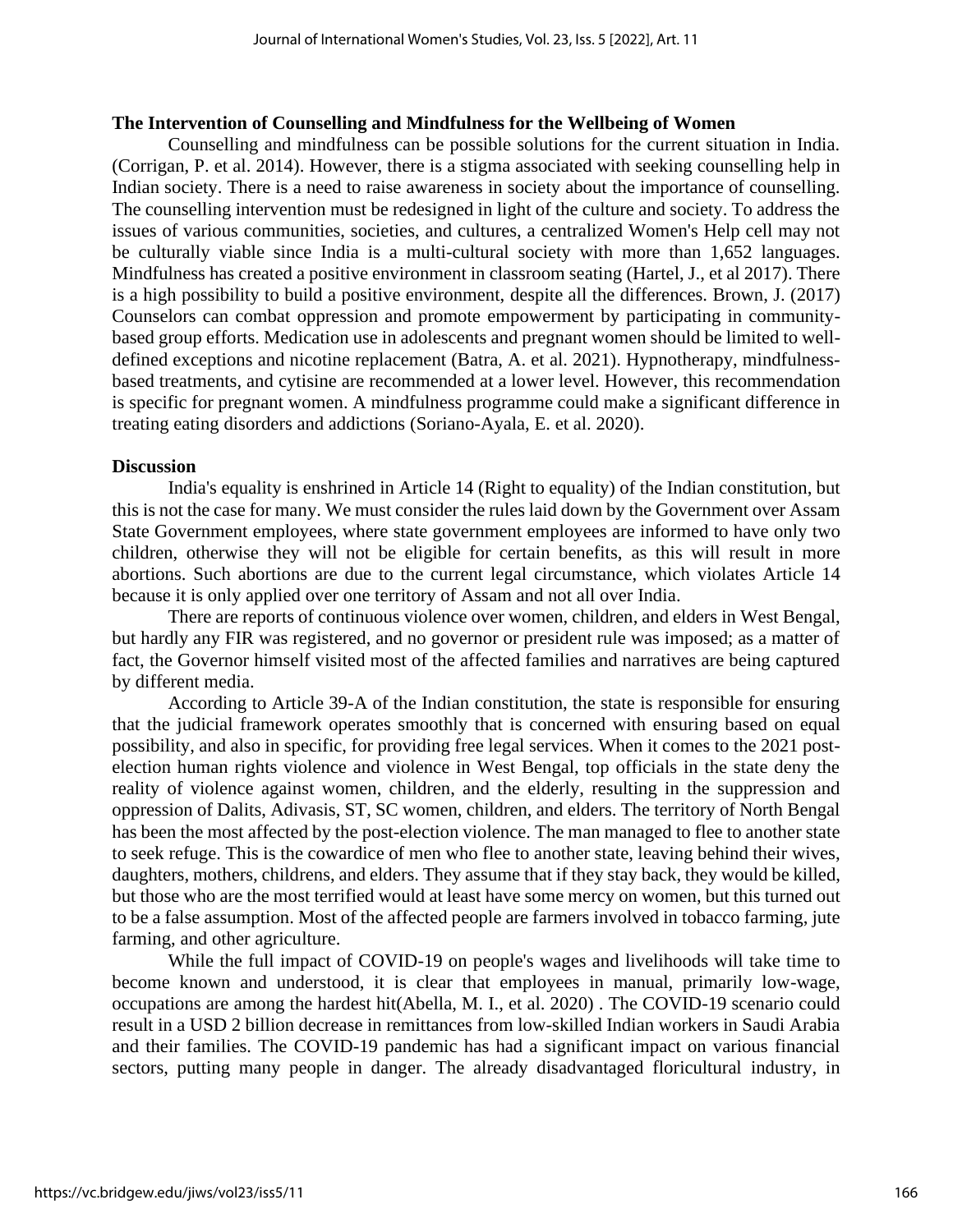**The Intervention of Counselling and Mindfulness for the Wellbeing of Women**

Counselling and mindfulness can be possible solutions for the current situation in India. (Corrigan, P. et al. 2014). However, there is a stigma associated with seeking counselling help in Indian society. There is a need to raise awareness in society about the importance of counselling. The counselling intervention must be redesigned in light of the culture and society. To address the issues of various communities, societies, and cultures, a centralized Women's Help cell may not be culturally viable since India is a multi-cultural society with more than 1,652 languages. Mindfulness has created a positive environment in classroom seating (Hartel, J., et al 2017). There is a high possibility to build a positive environment, despite all the differences. Brown, J. (2017) Counselors can combat oppression and promote empowerment by participating in community-based group efforts. Medication use in adolescents and pregnant women should be limited to well-defined exceptions and nicotine replacement (Batra, A. et al. 2021). Hypnotherapy, mindfulness-based treatments, and cytisine are recommended at a lower level. However, this recommendation is specific for pregnant women. A mindfulness programme could make a significant difference in treating eating disorders and addictions (Soriano-Ayala, E. et al. 2020).

**Discussion**

India's equality is enshrined in Article 14 (Right to equality) of the Indian constitution, but this is not the case for many. We must consider the rules laid down by the Government over Assam State Government employees, where state government employees are informed to have only two children, otherwise they will not be eligible for certain benefits, as this will result in more abortions. Such abortions are due to the current legal circumstance, which violates Article 14 because it is only applied over one territory of Assam and not all over India.

There are reports of continuous violence over women, children, and elders in West Bengal, but hardly any FIR was registered, and no governor or president rule was imposed; as a matter of fact, the Governor himself visited most of the affected families and narratives are being captured by different media.

According to Article 39-A of the Indian constitution, the state is responsible for ensuring that the judicial framework operates smoothly that is concerned with ensuring based on equal possibility, and also in specific, for providing free legal services. When it comes to the 2021 post-election human rights violence and violence in West Bengal, top officials in the state deny the reality of violence against women, children, and the elderly, resulting in the suppression and oppression of Dalits, Adivasis, ST, SC women, children, and elders. The territory of North Bengal has been the most affected by the post-election violence. The man managed to flee to another state to seek refuge. This is the cowardice of men who flee to another state, leaving behind their wives, daughters, mothers, childrens, and elders. They assume that if they stay back, they would be killed, but those who are the most terrified would at least have some mercy on women, but this turned out to be a false assumption. Most of the affected people are farmers involved in tobacco farming, jute farming, and other agriculture.

While the full impact of COVID-19 on people's wages and livelihoods will take time to become known and understood, it is clear that employees in manual, primarily low-wage, occupations are among the hardest hit(Abella, M. I., et al. 2020) . The COVID-19 scenario could result in a USD 2 billion decrease in remittances from low-skilled Indian workers in Saudi Arabia and their families. The COVID-19 pandemic has had a significant impact on various financial sectors, putting many people in danger. The already disadvantaged floricultural industry, in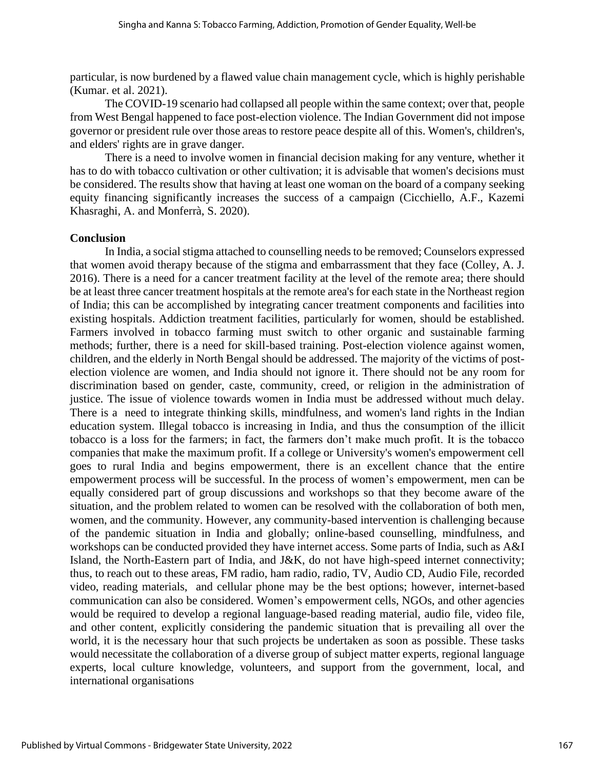particular, is now burdened by a flawed value chain management cycle, which is highly perishable (Kumar. et al. 2021).

The COVID-19 scenario had collapsed all people within the same context; over that, people from West Bengal happened to face post-election violence. The Indian Government did not impose governor or president rule over those areas to restore peace despite all of this. Women's, children's, and elders' rights are in grave danger.

There is a need to involve women in financial decision making for any venture, whether it has to do with tobacco cultivation or other cultivation; it is advisable that women's decisions must be considered. The results show that having at least one woman on the board of a company seeking equity financing significantly increases the success of a campaign (Cicchiello, A.F., Kazemi Khasraghi, A. and Monferrà, S. 2020).

**Conclusion**

In India, a social stigma attached to counselling needs to be removed; Counselors expressed that women avoid therapy because of the stigma and embarrassment that they face (Colley, A. J. 2016). There is a need for a cancer treatment facility at the level of the remote area; there should be at least three cancer treatment hospitals at the remote area's for each state in the Northeast region of India; this can be accomplished by integrating cancer treatment components and facilities into existing hospitals. Addiction treatment facilities, particularly for women, should be established. Farmers involved in tobacco farming must switch to other organic and sustainable farming methods; further, there is a need for skill-based training. Post-election violence against women, children, and the elderly in North Bengal should be addressed. The majority of the victims of post-election violence are women, and India should not ignore it. There should not be any room for discrimination based on gender, caste, community, creed, or religion in the administration of justice. The issue of violence towards women in India must be addressed without much delay. There is a need to integrate thinking skills, mindfulness, and women's land rights in the Indian education system. Illegal tobacco is increasing in India, and thus the consumption of the illicit tobacco is a loss for the farmers; in fact, the farmers don't make much profit. It is the tobacco companies that make the maximum profit. If a college or University's women's empowerment cell goes to rural India and begins empowerment, there is an excellent chance that the entire empowerment process will be successful. In the process of women's empowerment, men can be equally considered part of group discussions and workshops so that they become aware of the situation, and the problem related to women can be resolved with the collaboration of both men, women, and the community. However, any community-based intervention is challenging because of the pandemic situation in India and globally; online-based counselling, mindfulness, and workshops can be conducted provided they have internet access. Some parts of India, such as A&I Island, the North-Eastern part of India, and J&K, do not have high-speed internet connectivity; thus, to reach out to these areas, FM radio, ham radio, radio, TV, Audio CD, Audio File, recorded video, reading materials, and cellular phone may be the best options; however, internet-based communication can also be considered. Women's empowerment cells, NGOs, and other agencies would be required to develop a regional language-based reading material, audio file, video file, and other content, explicitly considering the pandemic situation that is prevailing all over the world, it is the necessary hour that such projects be undertaken as soon as possible. These tasks would necessitate the collaboration of a diverse group of subject matter experts, regional language experts, local culture knowledge, volunteers, and support from the government, local, and international organisations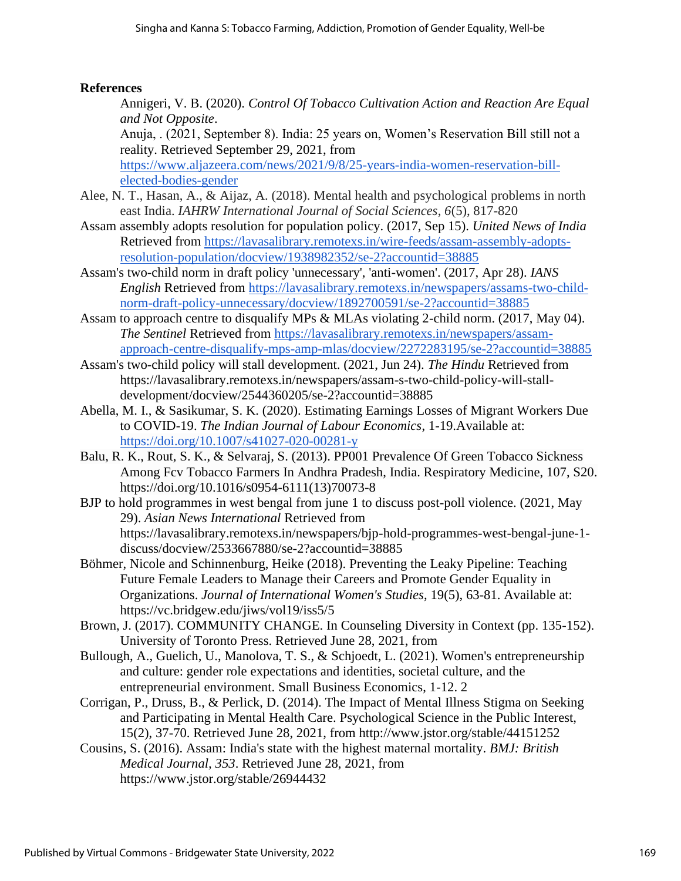**References**

Annigeri, V. B. (2020). *Control Of Tobacco Cultivation Action and Reaction Are Equal and Not Opposite*.

Anuja, . (2021, September 8). India: 25 years on, Women's Reservation Bill still not a reality. Retrieved September 29, 2021, from https://www.aljazeera.com/news/2021/9/8/25-years-india-women-reservation-bill-elected-bodies-gender

Alee, N. T., Hasan, A., & Aijaz, A. (2018). Mental health and psychological problems in north east India. *IAHRW International Journal of Social Sciences*, *6*(5), 817-820

Assam assembly adopts resolution for population policy. (2017, Sep 15). *United News of India* Retrieved from https://lavasalibrary.remotexs.in/wire-feeds/assam-assembly-adopts-resolution-population/docview/1938982352/se-2?accountid=38885

Assam's two-child norm in draft policy 'unnecessary', 'anti-women'. (2017, Apr 28). *IANS English* Retrieved from https://lavasalibrary.remotexs.in/newspapers/assams-two-child-norm-draft-policy-unnecessary/docview/1892700591/se-2?accountid=38885

Assam to approach centre to disqualify MPs & MLAs violating 2-child norm. (2017, May 04). *The Sentinel* Retrieved from https://lavasalibrary.remotexs.in/newspapers/assam-approach-centre-disqualify-mps-amp-mlas/docview/2272283195/se-2?accountid=38885

Assam's two-child policy will stall development. (2021, Jun 24). *The Hindu* Retrieved from https://lavasalibrary.remotexs.in/newspapers/assam-s-two-child-policy-will-stall-development/docview/2544360205/se-2?accountid=38885

Abella, M. I., & Sasikumar, S. K. (2020). Estimating Earnings Losses of Migrant Workers Due to COVID-19. *The Indian Journal of Labour Economics*, 1-19.Available at: https://doi.org/10.1007/s41027-020-00281-y

Balu, R. K., Rout, S. K., & Selvaraj, S. (2013). PP001 Prevalence Of Green Tobacco Sickness Among Fcv Tobacco Farmers In Andhra Pradesh, India. Respiratory Medicine, 107, S20. https://doi.org/10.1016/s0954-6111(13)70073-8

BJP to hold programmes in west bengal from june 1 to discuss post-poll violence. (2021, May 29). *Asian News International* Retrieved from https://lavasalibrary.remotexs.in/newspapers/bjp-hold-programmes-west-bengal-june-1-discuss/docview/2533667880/se-2?accountid=38885

Böhmer, Nicole and Schinnenburg, Heike (2018). Preventing the Leaky Pipeline: Teaching Future Female Leaders to Manage their Careers and Promote Gender Equality in Organizations. *Journal of International Women's Studies*, 19(5), 63-81. Available at: https://vc.bridgew.edu/jiws/vol19/iss5/5

Brown, J. (2017). COMMUNITY CHANGE. In Counseling Diversity in Context (pp. 135-152). University of Toronto Press. Retrieved June 28, 2021, from

Bullough, A., Guelich, U., Manolova, T. S., & Schjoedt, L. (2021). Women's entrepreneurship and culture: gender role expectations and identities, societal culture, and the entrepreneurial environment. Small Business Economics, 1-12. 2

Corrigan, P., Druss, B., & Perlick, D. (2014). The Impact of Mental Illness Stigma on Seeking and Participating in Mental Health Care. Psychological Science in the Public Interest, 15(2), 37-70. Retrieved June 28, 2021, from http://www.jstor.org/stable/44151252

Cousins, S. (2016). Assam: India's state with the highest maternal mortality. *BMJ: British Medical Journal, 353*. Retrieved June 28, 2021, from https://www.jstor.org/stable/26944432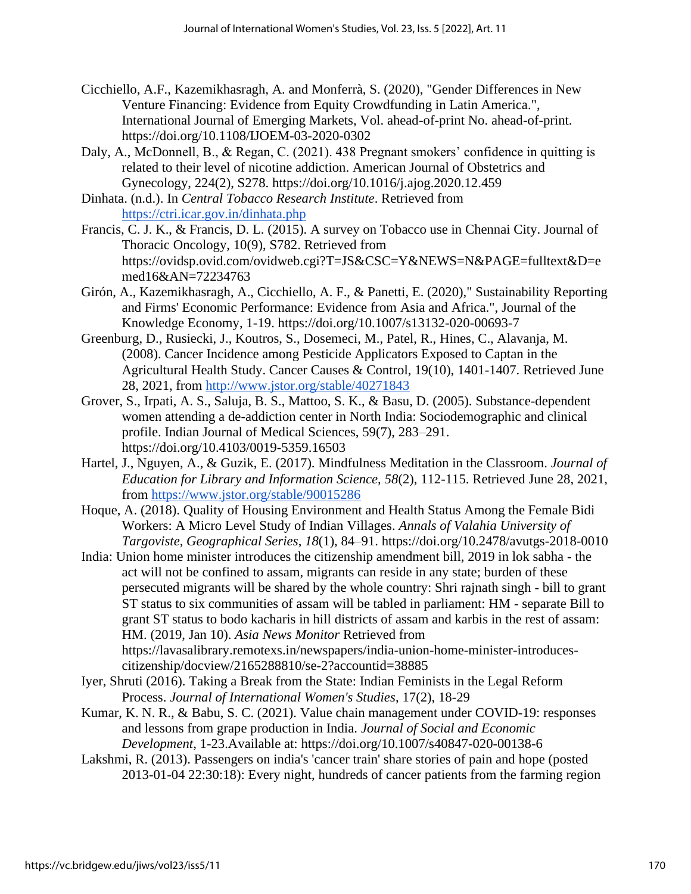Cicchiello, A.F., Kazemikhasragh, A. and Monferrà, S. (2020), "Gender Differences in New Venture Financing: Evidence from Equity Crowdfunding in Latin America.", International Journal of Emerging Markets, Vol. ahead-of-print No. ahead-of-print. https://doi.org/10.1108/IJOEM-03-2020-0302

Daly, A., McDonnell, B., & Regan, C. (2021). 438 Pregnant smokers' confidence in quitting is related to their level of nicotine addiction. American Journal of Obstetrics and Gynecology, 224(2), S278. https://doi.org/10.1016/j.ajog.2020.12.459

Dinhata. (n.d.). In *Central Tobacco Research Institute*. Retrieved from https://ctri.icar.gov.in/dinhata.php

Francis, C. J. K., & Francis, D. L. (2015). A survey on Tobacco use in Chennai City. Journal of Thoracic Oncology, 10(9), S782. Retrieved from https://ovidsp.ovid.com/ovidweb.cgi?T=JS&CSC=Y&NEWS=N&PAGE=fulltext&D=emed16&AN=72234763

Girón, A., Kazemikhasragh, A., Cicchiello, A. F., & Panetti, E. (2020)," Sustainability Reporting and Firms' Economic Performance: Evidence from Asia and Africa.", Journal of the Knowledge Economy, 1-19. https://doi.org/10.1007/s13132-020-00693-7

Greenburg, D., Rusiecki, J., Koutros, S., Dosemeci, M., Patel, R., Hines, C., Alavanja, M. (2008). Cancer Incidence among Pesticide Applicators Exposed to Captan in the Agricultural Health Study. Cancer Causes & Control, 19(10), 1401-1407. Retrieved June 28, 2021, from http://www.jstor.org/stable/40271843

Grover, S., Irpati, A. S., Saluja, B. S., Mattoo, S. K., & Basu, D. (2005). Substance-dependent women attending a de-addiction center in North India: Sociodemographic and clinical profile. Indian Journal of Medical Sciences, 59(7), 283–291. https://doi.org/10.4103/0019-5359.16503

Hartel, J., Nguyen, A., & Guzik, E. (2017). Mindfulness Meditation in the Classroom. *Journal of Education for Library and Information Science*, *58*(2), 112-115. Retrieved June 28, 2021, from https://www.jstor.org/stable/90015286

Hoque, A. (2018). Quality of Housing Environment and Health Status Among the Female Bidi Workers: A Micro Level Study of Indian Villages. *Annals of Valahia University of Targoviste, Geographical Series*, *18*(1), 84–91. https://doi.org/10.2478/avutgs-2018-0010

India: Union home minister introduces the citizenship amendment bill, 2019 in lok sabha - the act will not be confined to assam, migrants can reside in any state; burden of these persecuted migrants will be shared by the whole country: Shri rajnath singh - bill to grant ST status to six communities of assam will be tabled in parliament: HM - separate Bill to grant ST status to bodo kacharis in hill districts of assam and karbis in the rest of assam: HM. (2019, Jan 10). *Asia News Monitor* Retrieved from https://lavasalibrary.remotexs.in/newspapers/india-union-home-minister-introduces-citizenship/docview/2165288810/se-2?accountid=38885

Iyer, Shruti (2016). Taking a Break from the State: Indian Feminists in the Legal Reform Process. *Journal of International Women's Studies*, 17(2), 18-29

Kumar, K. N. R., & Babu, S. C. (2021). Value chain management under COVID-19: responses and lessons from grape production in India. *Journal of Social and Economic Development*, 1-23.Available at: https://doi.org/10.1007/s40847-020-00138-6

Lakshmi, R. (2013). Passengers on india's 'cancer train' share stories of pain and hope (posted 2013-01-04 22:30:18): Every night, hundreds of cancer patients from the farming region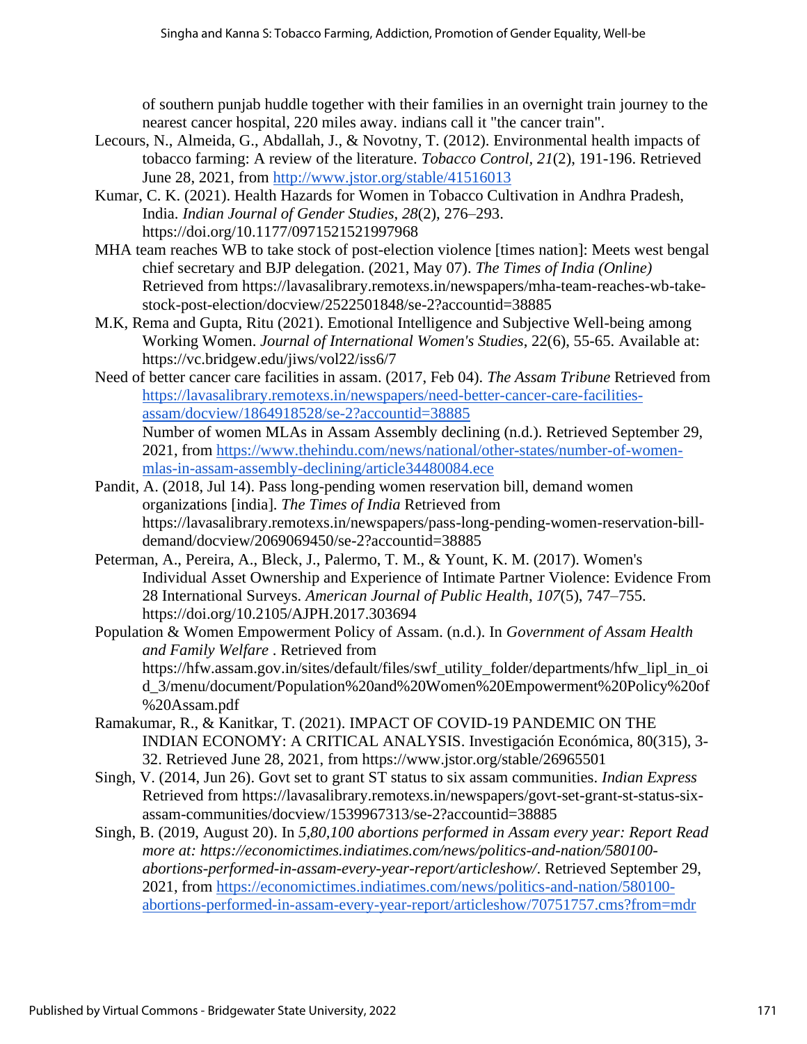of southern punjab huddle together with their families in an overnight train journey to the nearest cancer hospital, 220 miles away. indians call it "the cancer train".

Lecours, N., Almeida, G., Abdallah, J., & Novotny, T. (2012). Environmental health impacts of tobacco farming: A review of the literature. *Tobacco Control, 21*(2), 191-196. Retrieved June 28, 2021, from http://www.jstor.org/stable/41516013

Kumar, C. K. (2021). Health Hazards for Women in Tobacco Cultivation in Andhra Pradesh, India. *Indian Journal of Gender Studies*, *28*(2), 276–293. https://doi.org/10.1177/0971521521997968

MHA team reaches WB to take stock of post-election violence [times nation]: Meets west bengal chief secretary and BJP delegation. (2021, May 07). *The Times of India (Online)* Retrieved from https://lavasalibrary.remotexs.in/newspapers/mha-team-reaches-wb-take-stock-post-election/docview/2522501848/se-2?accountid=38885

M.K, Rema and Gupta, Ritu (2021). Emotional Intelligence and Subjective Well-being among Working Women. *Journal of International Women's Studies*, 22(6), 55-65. Available at: https://vc.bridgew.edu/jiws/vol22/iss6/7

Need of better cancer care facilities in assam. (2017, Feb 04). *The Assam Tribune* Retrieved from https://lavasalibrary.remotexs.in/newspapers/need-better-cancer-care-facilities-assam/docview/1864918528/se-2?accountid=38885
Number of women MLAs in Assam Assembly declining (n.d.). Retrieved September 29, 2021, from https://www.thehindu.com/news/national/other-states/number-of-women-mlas-in-assam-assembly-declining/article34480084.ece

Pandit, A. (2018, Jul 14). Pass long-pending women reservation bill, demand women organizations [india]. *The Times of India* Retrieved from https://lavasalibrary.remotexs.in/newspapers/pass-long-pending-women-reservation-bill-demand/docview/2069069450/se-2?accountid=38885

Peterman, A., Pereira, A., Bleck, J., Palermo, T. M., & Yount, K. M. (2017). Women's Individual Asset Ownership and Experience of Intimate Partner Violence: Evidence From 28 International Surveys. *American Journal of Public Health*, *107*(5), 747–755. https://doi.org/10.2105/AJPH.2017.303694

Population & Women Empowerment Policy of Assam. (n.d.). In *Government of Assam Health and Family Welfare* . Retrieved from https://hfw.assam.gov.in/sites/default/files/swf_utility_folder/departments/hfw_lipl_in_oid_3/menu/document/Population%20and%20Women%20Empowerment%20Policy%20of%20Assam.pdf

Ramakumar, R., & Kanitkar, T. (2021). IMPACT OF COVID-19 PANDEMIC ON THE INDIAN ECONOMY: A CRITICAL ANALYSIS. Investigación Económica, 80(315), 3-32. Retrieved June 28, 2021, from https://www.jstor.org/stable/26965501

Singh, V. (2014, Jun 26). Govt set to grant ST status to six assam communities. *Indian Express* Retrieved from https://lavasalibrary.remotexs.in/newspapers/govt-set-grant-st-status-six-assam-communities/docview/1539967313/se-2?accountid=38885

Singh, B. (2019, August 20). In *5,80,100 abortions performed in Assam every year: Report Read more at: https://economictimes.indiatimes.com/news/politics-and-nation/580100-abortions-performed-in-assam-every-year-report/articleshow/*. Retrieved September 29, 2021, from https://economictimes.indiatimes.com/news/politics-and-nation/580100-abortions-performed-in-assam-every-year-report/articleshow/70751757.cms?from=mdr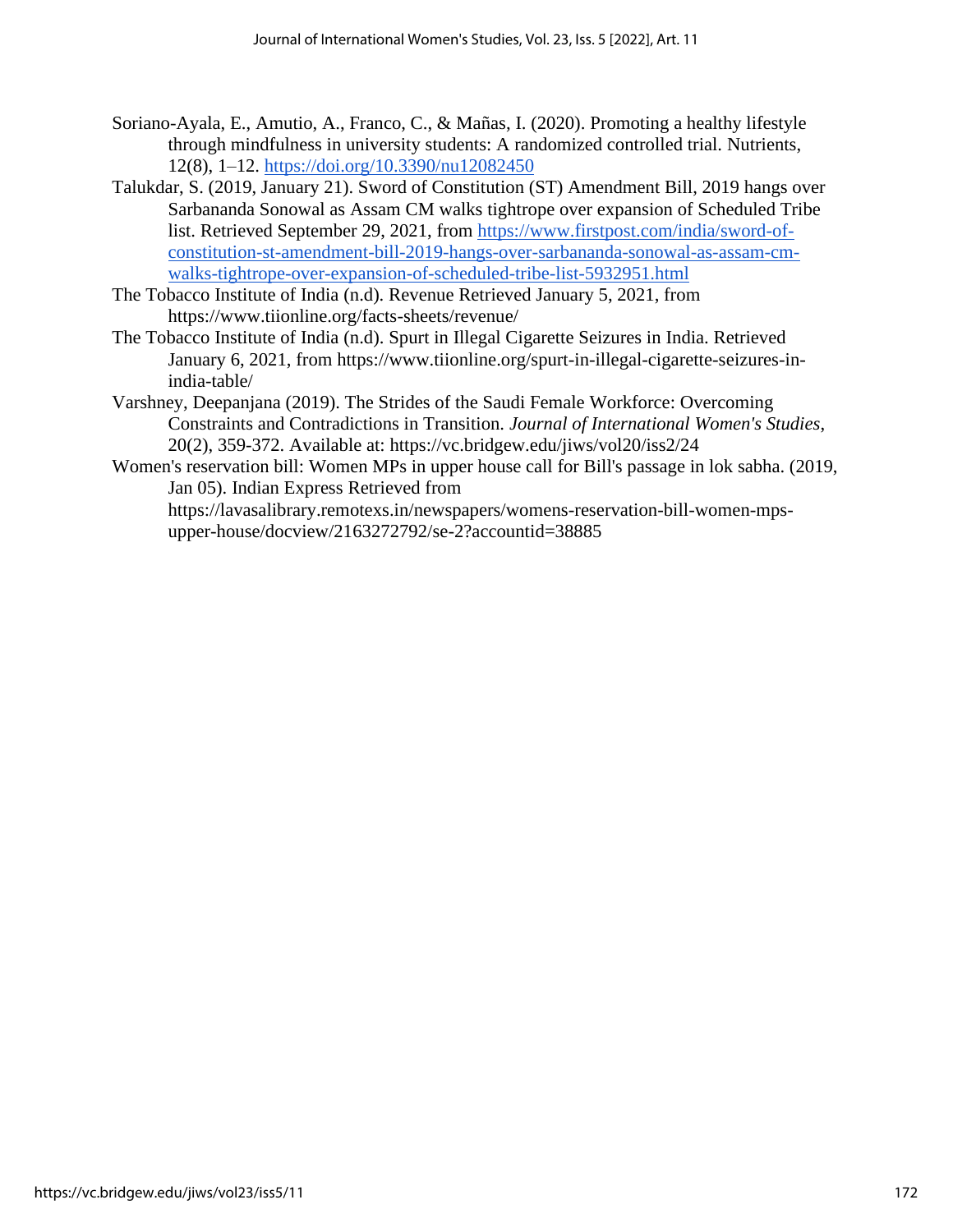Soriano-Ayala, E., Amutio, A., Franco, C., & Mañas, I. (2020). Promoting a healthy lifestyle through mindfulness in university students: A randomized controlled trial. Nutrients, 12(8), 1–12. https://doi.org/10.3390/nu12082450

Talukdar, S. (2019, January 21). Sword of Constitution (ST) Amendment Bill, 2019 hangs over Sarbananda Sonowal as Assam CM walks tightrope over expansion of Scheduled Tribe list. Retrieved September 29, 2021, from https://www.firstpost.com/india/sword-of-constitution-st-amendment-bill-2019-hangs-over-sarbananda-sonowal-as-assam-cm-walks-tightrope-over-expansion-of-scheduled-tribe-list-5932951.html

The Tobacco Institute of India (n.d). Revenue Retrieved January 5, 2021, from https://www.tiionline.org/facts-sheets/revenue/

The Tobacco Institute of India (n.d). Spurt in Illegal Cigarette Seizures in India. Retrieved January 6, 2021, from https://www.tiionline.org/spurt-in-illegal-cigarette-seizures-in-india-table/

Varshney, Deepanjana (2019). The Strides of the Saudi Female Workforce: Overcoming Constraints and Contradictions in Transition. *Journal of International Women's Studies*, 20(2), 359-372. Available at: https://vc.bridgew.edu/jiws/vol20/iss2/24

Women's reservation bill: Women MPs in upper house call for Bill's passage in lok sabha. (2019, Jan 05). Indian Express Retrieved from https://lavasalibrary.remotexs.in/newspapers/womens-reservation-bill-women-mps-upper-house/docview/2163272792/se-2?accountid=38885